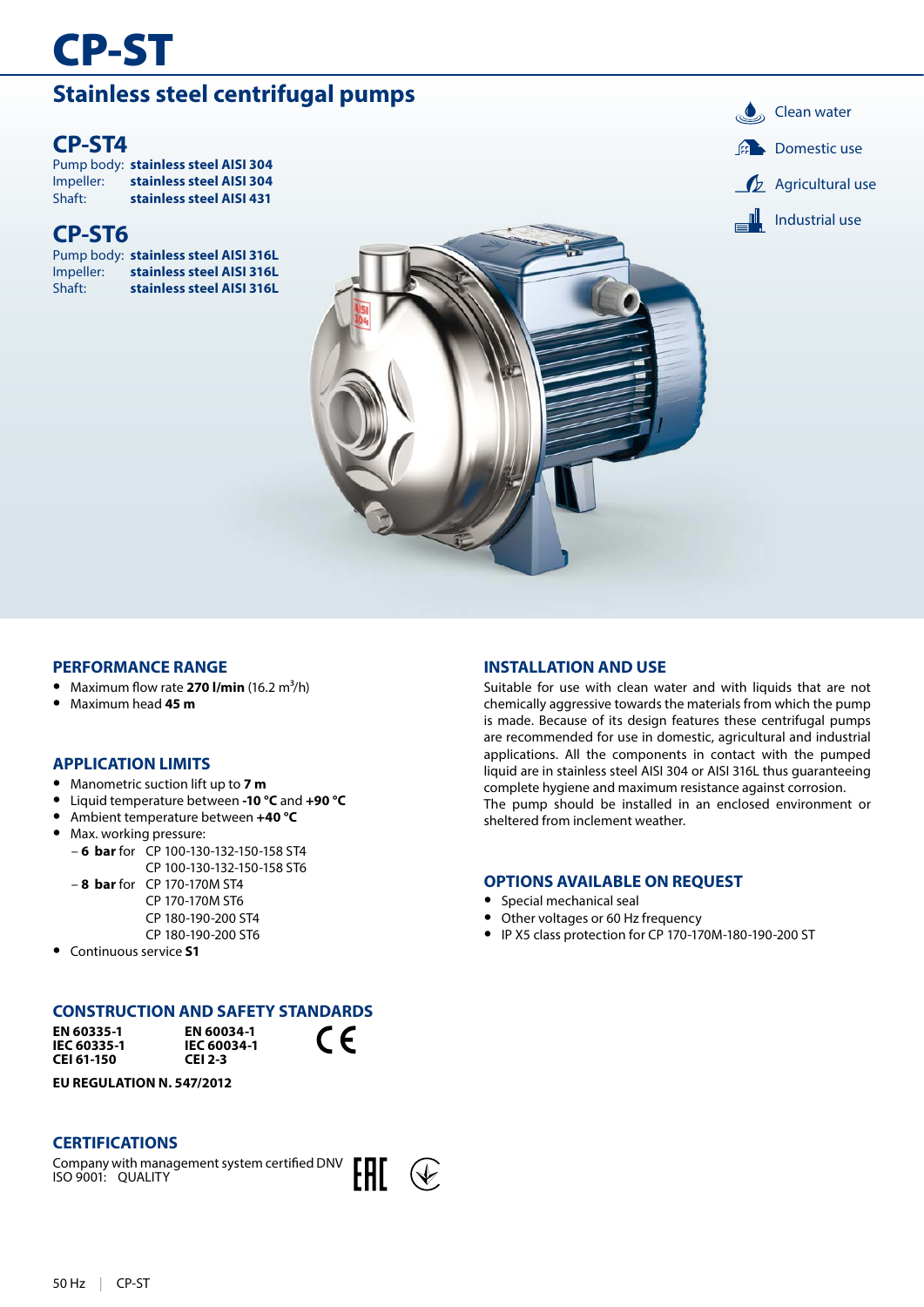# CP-ST

## Stainless steel centrifugal pumps

### CP-ST4

Pump body: **stainless steel AISI 304**
Impeller: **stainless steel AISI 304**
Shaft: **stainless steel AISI 431**

### CP-ST6

Pump body: **stainless steel AISI 316L**
Impeller: **stainless steel AISI 316L**
Shaft: **stainless steel AISI 316L**

- Clean water
- Domestic use
- Agricultural use
- Industrial use

### PERFORMANCE RANGE

- Maximum flow rate **270 l/min** (16.2 $m^3$/h)
- Maximum head **45 m**

### APPLICATION LIMITS

- Manometric suction lift up to **7 m**
- Liquid temperature between **-10 °C** and **+90 °C**
- Ambient temperature between **+40 °C**
- Max. working pressure:
  - **6 bar** for CP 100-130-132-150-158 ST4
    CP 100-130-132-150-158 ST6
  - **8 bar** for CP 170-170M ST4
    CP 170-170M ST6
    CP 180-190-200 ST4
    CP 180-190-200 ST6
- Continuous service **S1**

### CONSTRUCTION AND SAFETY STANDARDS

**EN 60335-1**
**IEC 60335-1**
**CEI 61-150**

**EN 60034-1**
**IEC 60034-1**
**CEI 2-3**

CE

**EU REGULATION N. 547/2012**

### CERTIFICATIONS

Company with management system certified DNV
ISO 9001: QUALITY

EAC

### INSTALLATION AND USE

Suitable for use with clean water and with liquids that are not chemically aggressive towards the materials from which the pump is made. Because of its design features these centrifugal pumps are recommended for use in domestic, agricultural and industrial applications. All the components in contact with the pumped liquid are in stainless steel AISI 304 or AISI 316L thus guaranteeing complete hygiene and maximum resistance against corrosion.
The pump should be installed in an enclosed environment or sheltered from inclement weather.

### OPTIONS AVAILABLE ON REQUEST

- Special mechanical seal
- Other voltages or 60 Hz frequency
- IP X5 class protection for CP 170-170M-180-190-200 ST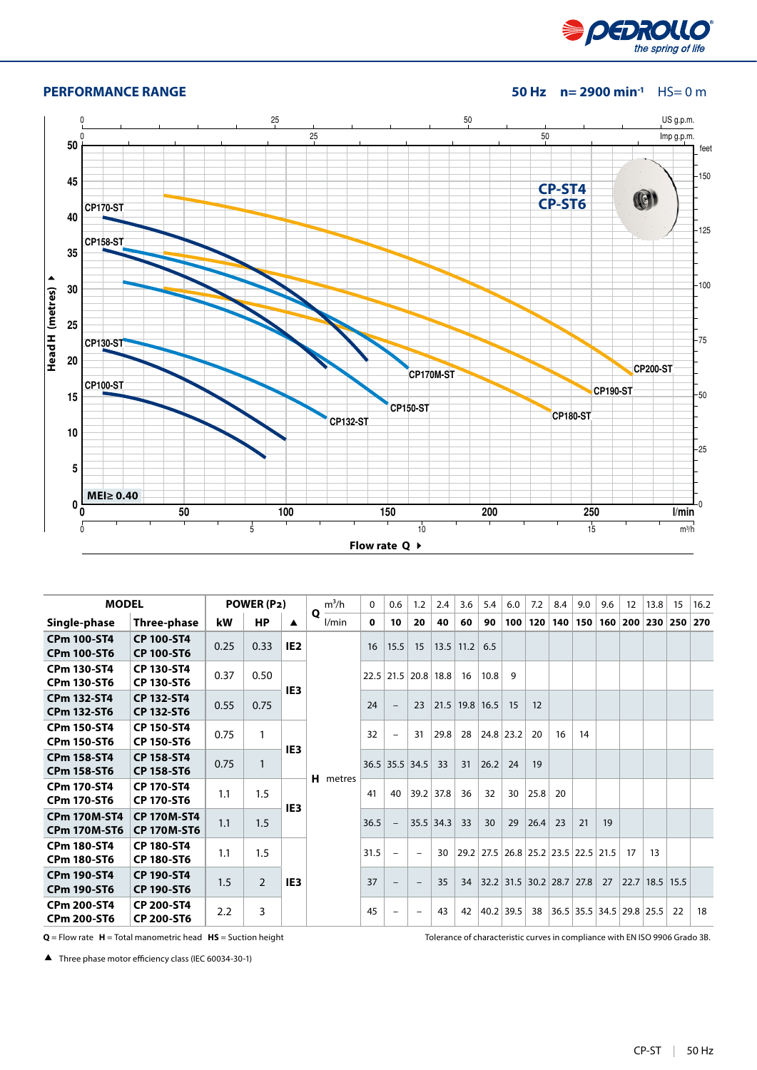## PERFORMANCE RANGE

**50 Hz** **n= 2900 min⁻¹** HS= 0 m

| MODEL | | POWER (P2) | | | Q | m³/h | 0 | 0.6 | 1.2 | 2.4 | 3.6 | 5.4 | 6.0 | 7.2 | 8.4 | 9.0 | 9.6 | 12 | 13.8 | 15 | 16.2 |
|---|---|---|---|---|---|---|---|---|---|---|---|---|---|---|---|---|---|---|---|---|---|
| **Single-phase** | **Three-phase** | **kW** | **HP** | ▲ | | l/min | **0** | **10** | **20** | **40** | **60** | **90** | **100** | **120** | **140** | **150** | **160** | **200** | **230** | **250** | **270** |
| **CPm 100-ST4** **CPm 100-ST6** | **CP 100-ST4** **CP 100-ST6** | 0.25 | 0.33 | **IE2** | **H** | metres | 16 | 15.5 | 15 | 13.5 | 11.2 | 6.5 | | | | | | | | | |
| **CPm 130-ST4** **CPm 130-ST6** | **CP 130-ST4** **CP 130-ST6** | 0.37 | 0.50 | **IE3** | | | 22.5 | 21.5 | 20.8 | 18.8 | 16 | 10.8 | 9 | | | | | | | | |
| **CPm 132-ST4** **CPm 132-ST6** | **CP 132-ST4** **CP 132-ST6** | 0.55 | 0.75 | **IE3** | | | 24 | – | 23 | 21.5 | 19.8 | 16.5 | 15 | 12 | | | | | | | |
| **CPm 150-ST4** **CPm 150-ST6** | **CP 150-ST4** **CP 150-ST6** | 0.75 | 1 | **IE3** | | | 32 | – | 31 | 29.8 | 28 | 24.8 | 23.2 | 20 | 16 | 14 | | | | | |
| **CPm 158-ST4** **CPm 158-ST6** | **CP 158-ST4** **CP 158-ST6** | 0.75 | 1 | **IE3** | | | 36.5 | 35.5 | 34.5 | 33 | 31 | 26.2 | 24 | 19 | | | | | | | |
| **CPm 170-ST4** **CPm 170-ST6** | **CP 170-ST4** **CP 170-ST6** | 1.1 | 1.5 | **IE3** | | | 41 | 40 | 39.2 | 37.8 | 36 | 32 | 30 | 25.8 | 20 | | | | | | |
| **CPm 170M-ST4** **CPm 170M-ST6** | **CP 170M-ST4** **CP 170M-ST6** | 1.1 | 1.5 | **IE3** | | | 36.5 | – | 35.5 | 34.3 | 33 | 30 | 29 | 26.4 | 23 | 21 | 19 | | | | |
| **CPm 180-ST4** **CPm 180-ST6** | **CP 180-ST4** **CP 180-ST6** | 1.1 | 1.5 | **IE3** | | | 31.5 | – | – | 30 | 29.2 | 27.5 | 26.8 | 25.2 | 23.5 | 22.5 | 21.5 | 17 | 13 | | |
| **CPm 190-ST4** **CPm 190-ST6** | **CP 190-ST4** **CP 190-ST6** | 1.5 | 2 | **IE3** | | | 37 | – | – | 35 | 34 | 32.2 | 31.5 | 30.2 | 28.7 | 27.8 | 27 | 22.7 | 18.5 | 15.5 | |
| **CPm 200-ST4** **CPm 200-ST6** | **CP 200-ST4** **CP 200-ST6** | 2.2 | 3 | **IE3** | | | 45 | – | – | 43 | 42 | 40.2 | 39.5 | 38 | 36.5 | 35.5 | 34.5 | 29.8 | 25.5 | 22 | 18 |

**Q** = Flow rate **H** = Total manometric head **HS** = Suction height

Tolerance of characteristic curves in compliance with EN ISO 9906 Grado 3B.

▲ Three phase motor efficiency class (IEC 60034-30-1)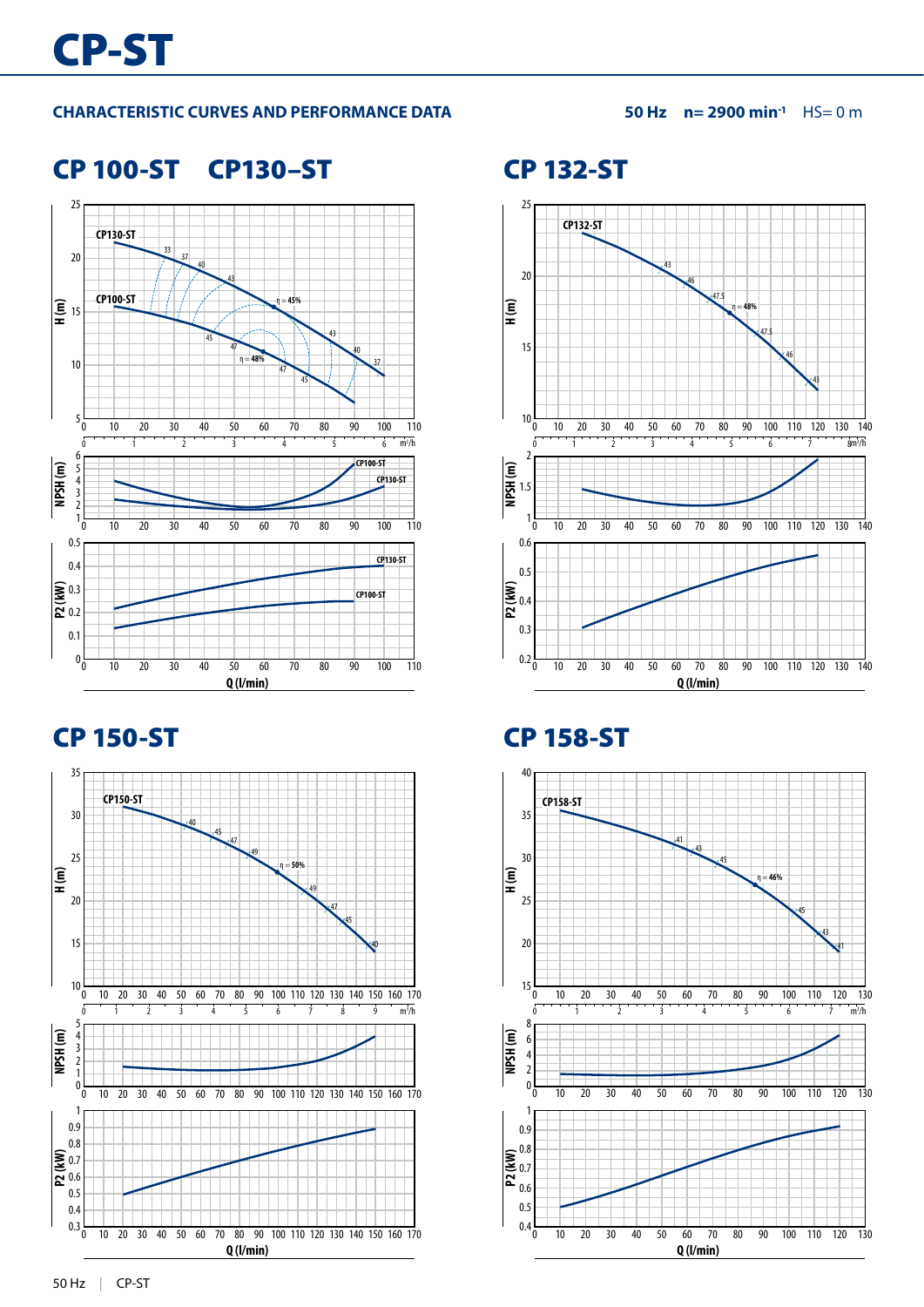# CP-ST

## CHARACTERISTIC CURVES AND PERFORMANCE DATA

**50 Hz** **n= 2900 min$^{-1}$** HS= 0 m

## CP 100-ST CP130–ST

## CP 132-ST

## CP 150-ST

## CP 158-ST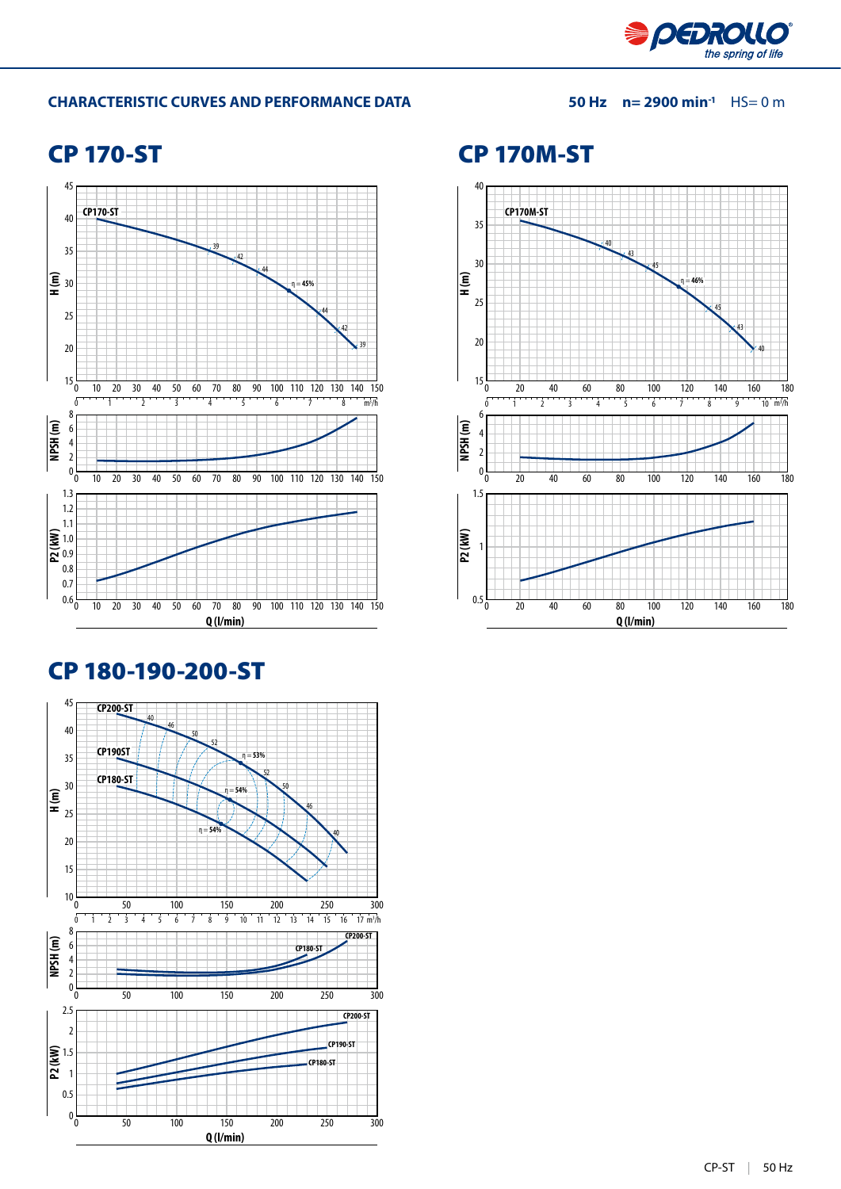## CHARACTERISTIC CURVES AND PERFORMANCE DATA

**50 Hz** **n= 2900 min⁻¹** HS= 0 m

# CP 170-ST

# CP 170M-ST

# CP 180-190-200-ST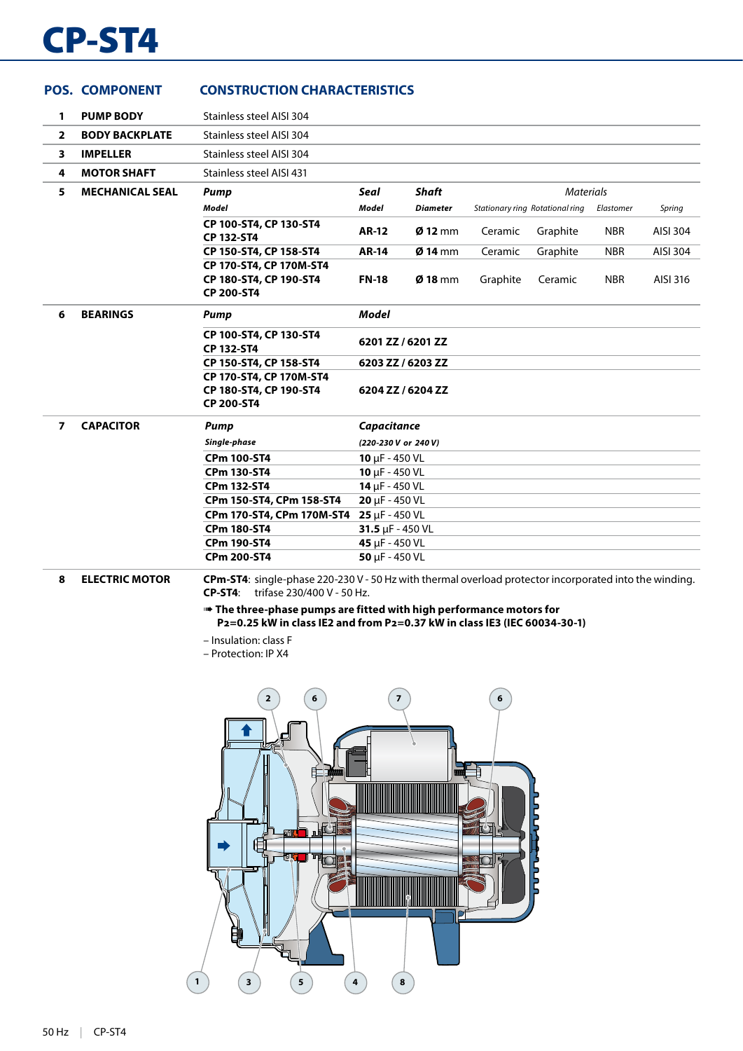# CP-ST4

| POS. | COMPONENT | CONSTRUCTION CHARACTERISTICS | | | | | | |
|---|---|---|---|---|---|---|---|---|
| 1 | PUMP BODY | Stainless steel AISI 304 | | | | | | |
| 2 | BODY BACKPLATE | Stainless steel AISI 304 | | | | | | |
| 3 | IMPELLER | Stainless steel AISI 304 | | | | | | |
| 4 | MOTOR SHAFT | Stainless steel AISI 431 | | | | | | |
| 5 | MECHANICAL SEAL | ***Pump*** | ***Seal*** | ***Shaft*** | *Materials* | | | |
| | | ***Model*** | ***Model*** | ***Diameter*** | *Stationary ring* | *Rotational ring* | *Elastomer* | *Spring* |
| | | **CP 100-ST4, CP 130-ST4 CP 132-ST4** | **AR-12** | **Ø 12** mm | Ceramic | Graphite | NBR | AISI 304 |
| | | **CP 150-ST4, CP 158-ST4** | **AR-14** | **Ø 14** mm | Ceramic | Graphite | NBR | AISI 304 |
| | | **CP 170-ST4, CP 170M-ST4 CP 180-ST4, CP 190-ST4 CP 200-ST4** | **FN-18** | **Ø 18** mm | Graphite | Ceramic | NBR | AISI 316 |
| 6 | BEARINGS | ***Pump*** | ***Model*** | | | | | |
| | | **CP 100-ST4, CP 130-ST4 CP 132-ST4** | **6201 ZZ / 6201 ZZ** | | | | | |
| | | **CP 150-ST4, CP 158-ST4** | **6203 ZZ / 6203 ZZ** | | | | | |
| | | **CP 170-ST4, CP 170M-ST4 CP 180-ST4, CP 190-ST4 CP 200-ST4** | **6204 ZZ / 6204 ZZ** | | | | | |
| 7 | CAPACITOR | ***Pump*** | ***Capacitance*** | | | | | |
| | | ***Single-phase*** | ***(220-230 V or 240 V)*** | | | | | |
| | | **CPm 100-ST4** | **10** µF - 450 VL | | | | | |
| | | **CPm 130-ST4** | **10** µF - 450 VL | | | | | |
| | | **CPm 132-ST4** | **14** µF - 450 VL | | | | | |
| | | **CPm 150-ST4, CPm 158-ST4** | **20** µF - 450 VL | | | | | |
| | | **CPm 170-ST4, CPm 170M-ST4** | **25** µF - 450 VL | | | | | |
| | | **CPm 180-ST4** | **31.5** µF - 450 VL | | | | | |
| | | **CPm 190-ST4** | **45** µF - 450 VL | | | | | |
| | | **CPm 200-ST4** | **50** µF - 450 VL | | | | | |

**8 ELECTRIC MOTOR**

**CPm-ST4**: single-phase 220-230 V - 50 Hz with thermal overload protector incorporated into the winding.
**CP-ST4**: trifase 230/400 V - 50 Hz.

➠ **The three-phase pumps are fitted with high performance motors for $P_2$=0.25 kW in class IE2 and from $P_2$=0.37 kW in class IE3 (IEC 60034-30-1)**

– Insulation: class F
– Protection: IP X4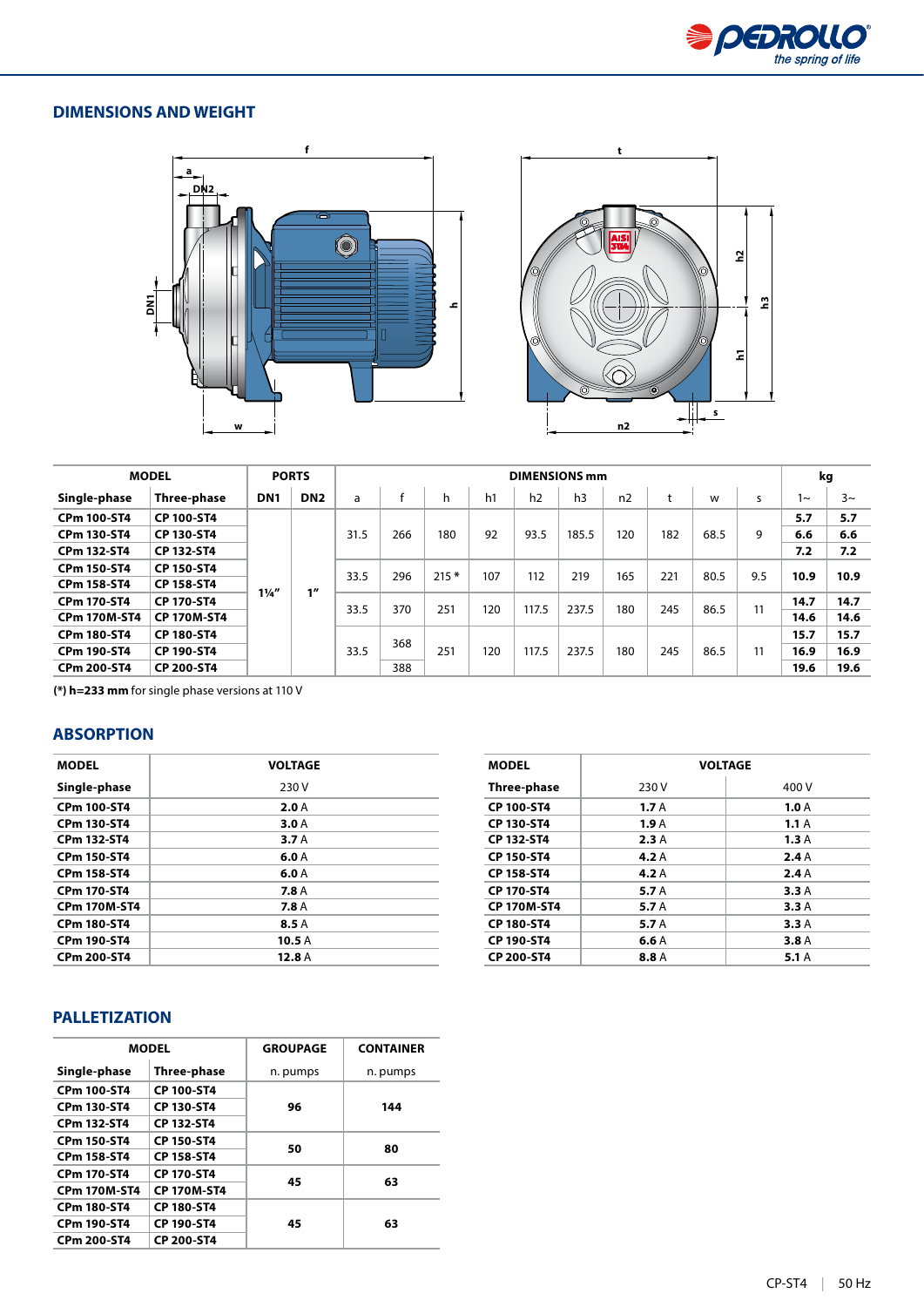## DIMENSIONS AND WEIGHT

| MODEL | | PORTS | | DIMENSIONS mm | | | | | | | | | | kg | |
|---|---|---|---|---|---|---|---|---|---|---|---|---|---|---|---|
| Single-phase | Three-phase | DN1 | DN2 | a | f | h | h1 | h2 | h3 | n2 | t | w | s | 1~ | 3~ |
| **CPm 100-ST4** | **CP 100-ST4** | 1¼" | 1" | 31.5 | 266 | 180 | 92 | 93.5 | 185.5 | 120 | 182 | 68.5 | 9 | **5.7** | **5.7** |
| **CPm 130-ST4** | **CP 130-ST4** | | | | | | | | | | | | | **6.6** | **6.6** |
| **CPm 132-ST4** | **CP 132-ST4** | | | | | | | | | | | | | **7.2** | **7.2** |
| **CPm 150-ST4** | **CP 150-ST4** | | | 33.5 | 296 | 215 * | 107 | 112 | 219 | 165 | 221 | 80.5 | 9.5 | **10.9** | **10.9** |
| **CPm 158-ST4** | **CP 158-ST4** | | | | | | | | | | | | | | |
| **CPm 170-ST4** | **CP 170-ST4** | | | 33.5 | 370 | 251 | 120 | 117.5 | 237.5 | 180 | 245 | 86.5 | 11 | **14.7** | **14.7** |
| **CPm 170M-ST4** | **CP 170M-ST4** | | | | | | | | | | | | | **14.6** | **14.6** |
| **CPm 180-ST4** | **CP 180-ST4** | | | 33.5 | 368 | 251 | 120 | 117.5 | 237.5 | 180 | 245 | 86.5 | 11 | **15.7** | **15.7** |
| **CPm 190-ST4** | **CP 190-ST4** | | | | | | | | | | | | | **16.9** | **16.9** |
| **CPm 200-ST4** | **CP 200-ST4** | | | | 388 | | | | | | | | | **19.6** | **19.6** |

**(\*) h=233 mm** for single phase versions at 110 V

## ABSORPTION

| MODEL | VOLTAGE |
|---|---|
| **Single-phase** | 230 V |
| **CPm 100-ST4** | **2.0** A |
| **CPm 130-ST4** | **3.0** A |
| **CPm 132-ST4** | **3.7** A |
| **CPm 150-ST4** | **6.0** A |
| **CPm 158-ST4** | **6.0** A |
| **CPm 170-ST4** | **7.8** A |
| **CPm 170M-ST4** | **7.8** A |
| **CPm 180-ST4** | **8.5** A |
| **CPm 190-ST4** | **10.5** A |
| **CPm 200-ST4** | **12.8** A |

| MODEL | VOLTAGE | |
|---|---|---|
| **Three-phase** | 230 V | 400 V |
| **CP 100-ST4** | **1.7** A | **1.0** A |
| **CP 130-ST4** | **1.9** A | **1.1** A |
| **CP 132-ST4** | **2.3** A | **1.3** A |
| **CP 150-ST4** | **4.2** A | **2.4** A |
| **CP 158-ST4** | **4.2** A | **2.4** A |
| **CP 170-ST4** | **5.7** A | **3.3** A |
| **CP 170M-ST4** | **5.7** A | **3.3** A |
| **CP 180-ST4** | **5.7** A | **3.3** A |
| **CP 190-ST4** | **6.6** A | **3.8** A |
| **CP 200-ST4** | **8.8** A | **5.1** A |

## PALLETIZATION

| MODEL | | GROUPAGE | CONTAINER |
|---|---|---|---|
| Single-phase | Three-phase | n. pumps | n. pumps |
| **CPm 100-ST4** | **CP 100-ST4** | **96** | **144** |
| **CPm 130-ST4** | **CP 130-ST4** | | |
| **CPm 132-ST4** | **CP 132-ST4** | | |
| **CPm 150-ST4** | **CP 150-ST4** | **50** | **80** |
| **CPm 158-ST4** | **CP 158-ST4** | | |
| **CPm 170-ST4** | **CP 170-ST4** | **45** | **63** |
| **CPm 170M-ST4** | **CP 170M-ST4** | | |
| **CPm 180-ST4** | **CP 180-ST4** | **45** | **63** |
| **CPm 190-ST4** | **CP 190-ST4** | | |
| **CPm 200-ST4** | **CP 200-ST4** | | |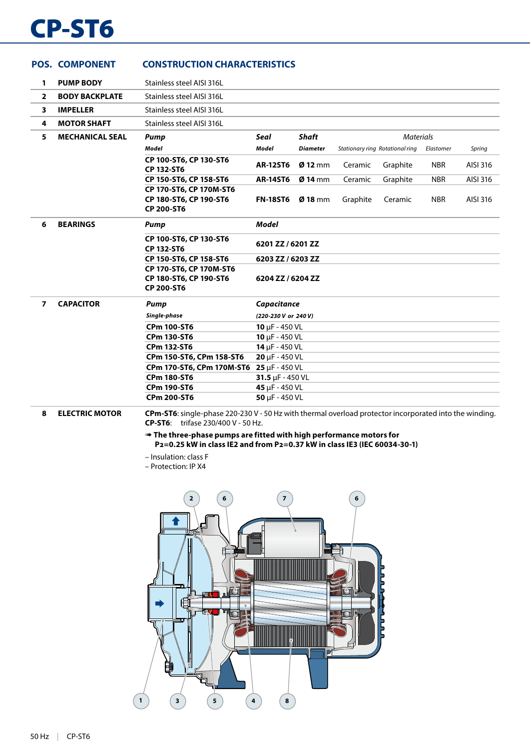# CP-ST6

| POS. | COMPONENT | CONSTRUCTION CHARACTERISTICS | | | | | | |
|---|---|---|---|---|---|---|---|---|
| 1 | PUMP BODY | Stainless steel AISI 316L | | | | | | |
| 2 | BODY BACKPLATE | Stainless steel AISI 316L | | | | | | |
| 3 | IMPELLER | Stainless steel AISI 316L | | | | | | |
| 4 | MOTOR SHAFT | Stainless steel AISI 316L | | | | | | |
| 5 | MECHANICAL SEAL | *Pump* | *Seal* | *Shaft* | *Materials* | | | |
| | | *Model* | *Model* | *Diameter* | *Stationary ring* | *Rotational ring* | *Elastomer* | *Spring* |
| | | **CP 100-ST6, CP 130-ST6 CP 132-ST6** | **AR-12ST6** | **Ø 12** mm | Ceramic | Graphite | NBR | AISI 316 |
| | | **CP 150-ST6, CP 158-ST6** | **AR-14ST6** | **Ø 14** mm | Ceramic | Graphite | NBR | AISI 316 |
| | | **CP 170-ST6, CP 170M-ST6 CP 180-ST6, CP 190-ST6 CP 200-ST6** | **FN-18ST6** | **Ø 18** mm | Graphite | Ceramic | NBR | AISI 316 |
| 6 | BEARINGS | *Pump* | *Model* | | | | | |
| | | **CP 100-ST6, CP 130-ST6 CP 132-ST6** | **6201 ZZ / 6201 ZZ** | | | | | |
| | | **CP 150-ST6, CP 158-ST6** | **6203 ZZ / 6203 ZZ** | | | | | |
| | | **CP 170-ST6, CP 170M-ST6 CP 180-ST6, CP 190-ST6 CP 200-ST6** | **6204 ZZ / 6204 ZZ** | | | | | |
| 7 | CAPACITOR | *Pump* | *Capacitance* | | | | | |
| | | *Single-phase* | *(220-230 V or 240 V)* | | | | | |
| | | **CPm 100-ST6** | **10** µF - 450 VL | | | | | |
| | | **CPm 130-ST6** | **10** µF - 450 VL | | | | | |
| | | **CPm 132-ST6** | **14** µF - 450 VL | | | | | |
| | | **CPm 150-ST6, CPm 158-ST6** | **20** µF - 450 VL | | | | | |
| | | **CPm 170-ST6, CPm 170M-ST6** | **25** µF - 450 VL | | | | | |
| | | **CPm 180-ST6** | **31.5** µF - 450 VL | | | | | |
| | | **CPm 190-ST6** | **45** µF - 450 VL | | | | | |
| | | **CPm 200-ST6** | **50** µF - 450 VL | | | | | |
| 8 | ELECTRIC MOTOR | **CPm-ST6**: single-phase 220-230 V - 50 Hz with thermal overload protector incorporated into the winding. **CP-ST6**: trifase 230/400 V - 50 Hz. | | | | | | |

➠ **The three-phase pumps are fitted with high performance motors for $P_2$=0.25 kW in class IE2 and from $P_2$=0.37 kW in class IE3 (IEC 60034-30-1)**

– Insulation: class F
– Protection: IP X4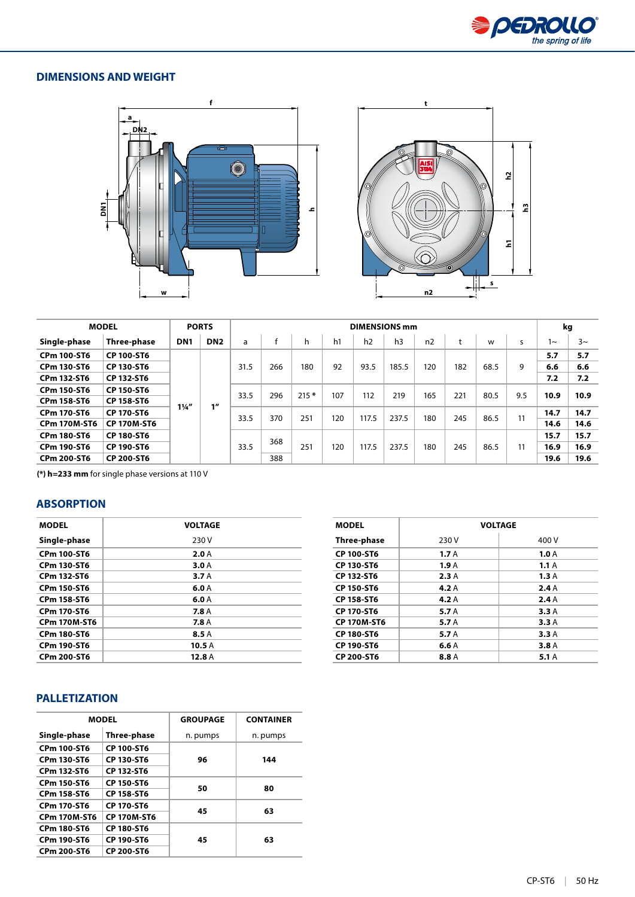## DIMENSIONS AND WEIGHT

| MODEL | | PORTS | | DIMENSIONS mm | | | | | | | | | | kg | |
|---|---|---|---|---|---|---|---|---|---|---|---|---|---|---|---|
| Single-phase | Three-phase | DN1 | DN2 | a | f | h | h1 | h2 | h3 | n2 | t | w | s | 1~ | 3~ |
| CPm 100-ST6 | CP 100-ST6 | 1¼" | 1" | 31.5 | 266 | 180 | 92 | 93.5 | 185.5 | 120 | 182 | 68.5 | 9 | 5.7 | 5.7 |
| CPm 130-ST6 | CP 130-ST6 | | | | | | | | | | | | | 6.6 | 6.6 |
| CPm 132-ST6 | CP 132-ST6 | | | | | | | | | | | | | 7.2 | 7.2 |
| CPm 150-ST6 | CP 150-ST6 | | | 33.5 | 296 | 215 * | 107 | 112 | 219 | 165 | 221 | 80.5 | 9.5 | 10.9 | 10.9 |
| CPm 158-ST6 | CP 158-ST6 | | | | | | | | | | | | | | |
| CPm 170-ST6 | CP 170-ST6 | | | 33.5 | 370 | 251 | 120 | 117.5 | 237.5 | 180 | 245 | 86.5 | 11 | 14.7 | 14.7 |
| CPm 170M-ST6 | CP 170M-ST6 | | | | | | | | | | | | | 14.6 | 14.6 |
| CPm 180-ST6 | CP 180-ST6 | | | 33.5 | 368 | 251 | 120 | 117.5 | 237.5 | 180 | 245 | 86.5 | 11 | 15.7 | 15.7 |
| CPm 190-ST6 | CP 190-ST6 | | | | | | | | | | | | | 16.9 | 16.9 |
| CPm 200-ST6 | CP 200-ST6 | | | | 388 | | | | | | | | | 19.6 | 19.6 |

**(*) h=233 mm** for single phase versions at 110 V

## ABSORPTION

| MODEL | VOLTAGE |
|---|---|
| Single-phase | 230 V |
| CPm 100-ST6 | **2.0** A |
| CPm 130-ST6 | **3.0** A |
| CPm 132-ST6 | **3.7** A |
| CPm 150-ST6 | **6.0** A |
| CPm 158-ST6 | **6.0** A |
| CPm 170-ST6 | **7.8** A |
| CPm 170M-ST6 | **7.8** A |
| CPm 180-ST6 | **8.5** A |
| CPm 190-ST6 | **10.5** A |
| CPm 200-ST6 | **12.8** A |

| MODEL | VOLTAGE | |
|---|---|---|
| Three-phase | 230 V | 400 V |
| CP 100-ST6 | **1.7** A | **1.0** A |
| CP 130-ST6 | **1.9** A | **1.1** A |
| CP 132-ST6 | **2.3** A | **1.3** A |
| CP 150-ST6 | **4.2** A | **2.4** A |
| CP 158-ST6 | **4.2** A | **2.4** A |
| CP 170-ST6 | **5.7** A | **3.3** A |
| CP 170M-ST6 | **5.7** A | **3.3** A |
| CP 180-ST6 | **5.7** A | **3.3** A |
| CP 190-ST6 | **6.6** A | **3.8** A |
| CP 200-ST6 | **8.8** A | **5.1** A |

## PALLETIZATION

| MODEL | | GROUPAGE | CONTAINER |
|---|---|---|---|
| Single-phase | Three-phase | n. pumps | n. pumps |
| CPm 100-ST6 | CP 100-ST6 | 96 | 144 |
| CPm 130-ST6 | CP 130-ST6 | | |
| CPm 132-ST6 | CP 132-ST6 | | |
| CPm 150-ST6 | CP 150-ST6 | 50 | 80 |
| CPm 158-ST6 | CP 158-ST6 | | |
| CPm 170-ST6 | CP 170-ST6 | 45 | 63 |
| CPm 170M-ST6 | CP 170M-ST6 | | |
| CPm 180-ST6 | CP 180-ST6 | 45 | 63 |
| CPm 190-ST6 | CP 190-ST6 | | |
| CPm 200-ST6 | CP 200-ST6 | | |